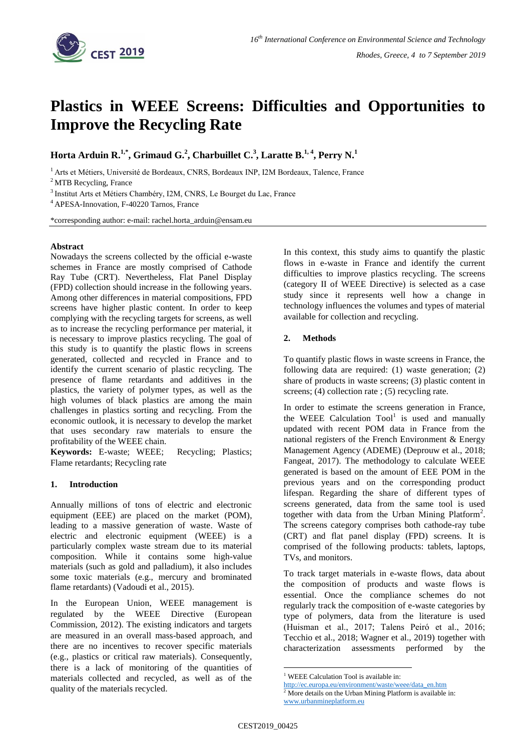# Plastics in WEEE Screens: Difficulties and Opportunities to Improve the Recycling Rate

**Horta Arduin R.[1,*], Grimaud G.[2], Charbuillet C.[3], Laratte B.[1,4], Perry N.[1]**

[1] Arts et Métiers, Université de Bordeaux, CNRS, Bordeaux INP, I2M Bordeaux, Talence, France

[2] MTB Recycling, France

[3] Institut Arts et Métiers Chambéry, I2M, CNRS, Le Bourget du Lac, France

[4] APESA-Innovation, F-40220 Tarnos, France

*corresponding author: e-mail: rachel.horta_arduin@ensam.eu

**Abstract**

Nowadays the screens collected by the official e-waste schemes in France are mostly comprised of Cathode Ray Tube (CRT). Nevertheless, Flat Panel Display (FPD) collection should increase in the following years. Among other differences in material compositions, FPD screens have higher plastic content. In order to keep complying with the recycling targets for screens, as well as to increase the recycling performance per material, it is necessary to improve plastics recycling. The goal of this study is to quantify the plastic flows in screens generated, collected and recycled in France and to identify the current scenario of plastic recycling. The presence of flame retardants and additives in the plastics, the variety of polymer types, as well as the high volumes of black plastics are among the main challenges in plastics sorting and recycling. From the economic outlook, it is necessary to develop the market that uses secondary raw materials to ensure the profitability of the WEEE chain.

**Keywords:** E-waste; WEEE; Recycling; Plastics; Flame retardants; Recycling rate

## 1. Introduction

Annually millions of tons of electric and electronic equipment (EEE) are placed on the market (POM), leading to a massive generation of waste. Waste of electric and electronic equipment (WEEE) is a particularly complex waste stream due to its material composition. While it contains some high-value materials (such as gold and palladium), it also includes some toxic materials (e.g., mercury and brominated flame retardants) (Vadoudi et al., 2015).

In the European Union, WEEE management is regulated by the WEEE Directive (European Commission, 2012). The existing indicators and targets are measured in an overall mass-based approach, and there are no incentives to recover specific materials (e.g., plastics or critical raw materials). Consequently, there is a lack of monitoring of the quantities of materials collected and recycled, as well as of the quality of the materials recycled.

In this context, this study aims to quantify the plastic flows in e-waste in France and identify the current difficulties to improve plastics recycling. The screens (category II of WEEE Directive) is selected as a case study since it represents well how a change in technology influences the volumes and types of material available for collection and recycling.

## 2. Methods

To quantify plastic flows in waste screens in France, the following data are required: (1) waste generation; (2) share of products in waste screens; (3) plastic content in screens; (4) collection rate ; (5) recycling rate.

In order to estimate the screens generation in France, the WEEE Calculation Tool[1] is used and manually updated with recent POM data in France from the national registers of the French Environment & Energy Management Agency (ADEME) (Deprouw et al., 2018; Fangeat, 2017). The methodology to calculate WEEE generated is based on the amount of EEE POM in the previous years and on the corresponding product lifespan. Regarding the share of different types of screens generated, data from the same tool is used together with data from the Urban Mining Platform[2]. The screens category comprises both cathode-ray tube (CRT) and flat panel display (FPD) screens. It is comprised of the following products: tablets, laptops, TVs, and monitors.

To track target materials in e-waste flows, data about the composition of products and waste flows is essential. Once the compliance schemes do not regularly track the composition of e-waste categories by type of polymers, data from the literature is used (Huisman et al., 2017; Talens Peiró et al., 2016; Tecchio et al., 2018; Wagner et al., 2019) together with characterization assessments performed by the

[1] WEEE Calculation Tool is available in: http://ec.europa.eu/environment/waste/weee/data_en.htm

[2] More details on the Urban Mining Platform is available in: www.urbanmineplatform.eu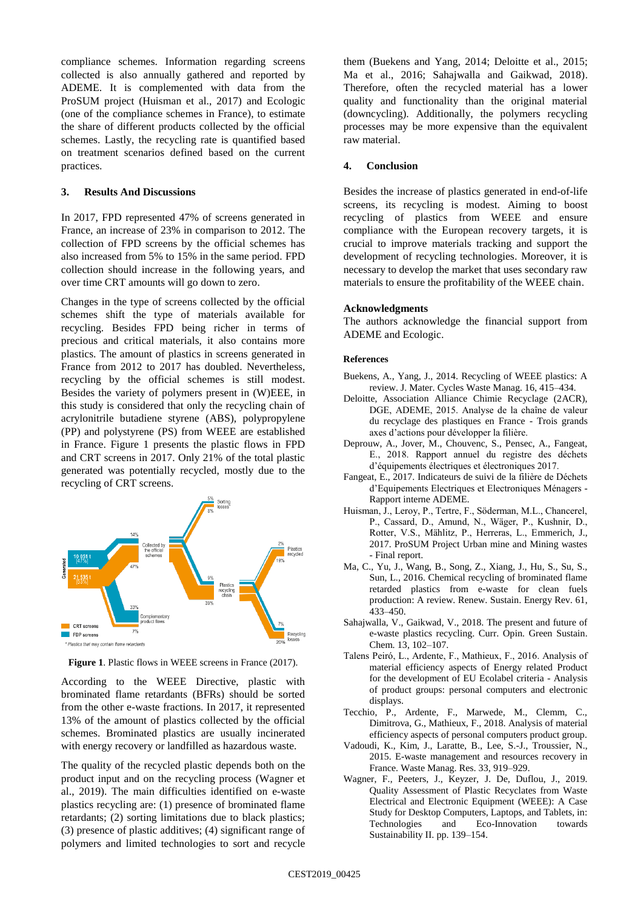compliance schemes. Information regarding screens collected is also annually gathered and reported by ADEME. It is complemented with data from the ProSUM project (Huisman et al., 2017) and Ecologic (one of the compliance schemes in France), to estimate the share of different products collected by the official schemes. Lastly, the recycling rate is quantified based on treatment scenarios defined based on the current practices.

## 3. Results And Discussions

In 2017, FPD represented 47% of screens generated in France, an increase of 23% in comparison to 2012. The collection of FPD screens by the official schemes has also increased from 5% to 15% in the same period. FPD collection should increase in the following years, and over time CRT amounts will go down to zero.

Changes in the type of screens collected by the official schemes shift the type of materials available for recycling. Besides FPD being richer in terms of precious and critical materials, it also contains more plastics. The amount of plastics in screens generated in France from 2012 to 2017 has doubled. Nevertheless, recycling by the official schemes is still modest. Besides the variety of polymers present in (W)EEE, in this study is considered that only the recycling chain of acrylonitrile butadiene styrene (ABS), polypropylene (PP) and polystyrene (PS) from WEEE are established in France. Figure 1 presents the plastic flows in FPD and CRT screens in 2017. Only 21% of the total plastic generated was potentially recycled, mostly due to the recycling of CRT screens.

Generated
10 051 t
[47%]
21 535 t
[53%]
14%
47%
33%
7%
Collected by the official schemes
Complementary product flows
5%
8%
Sorting losses*
9%
39%
Plastics recycling chain
2%
19%
Plastics recycled
7%
20%
Recycling losses
CRT screens
FDP screens
* Plastics that may contain flame retardants

**Figure 1**. Plastic flows in WEEE screens in France (2017).

According to the WEEE Directive, plastic with brominated flame retardants (BFRs) should be sorted from the other e-waste fractions. In 2017, it represented 13% of the amount of plastics collected by the official schemes. Brominated plastics are usually incinerated with energy recovery or landfilled as hazardous waste.

The quality of the recycled plastic depends both on the product input and on the recycling process (Wagner et al., 2019). The main difficulties identified on e-waste plastics recycling are: (1) presence of brominated flame retardants; (2) sorting limitations due to black plastics; (3) presence of plastic additives; (4) significant range of polymers and limited technologies to sort and recycle them (Buekens and Yang, 2014; Deloitte et al., 2015; Ma et al., 2016; Sahajwalla and Gaikwad, 2018). Therefore, often the recycled material has a lower quality and functionality than the original material (downcycling). Additionally, the polymers recycling processes may be more expensive than the equivalent raw material.

## 4. Conclusion

Besides the increase of plastics generated in end-of-life screens, its recycling is modest. Aiming to boost recycling of plastics from WEEE and ensure compliance with the European recovery targets, it is crucial to improve materials tracking and support the development of recycling technologies. Moreover, it is necessary to develop the market that uses secondary raw materials to ensure the profitability of the WEEE chain.

### Acknowledgments

The authors acknowledge the financial support from ADEME and Ecologic.

### References

Buekens, A., Yang, J., 2014. Recycling of WEEE plastics: A review. J. Mater. Cycles Waste Manag. 16, 415–434.

Deloitte, Association Alliance Chimie Recyclage (2ACR), DGE, ADEME, 2015. Analyse de la chaîne de valeur du recyclage des plastiques en France - Trois grands axes d'actions pour développer la filière.

Deprouw, A., Jover, M., Chouvenc, S., Pensec, A., Fangeat, E., 2018. Rapport annuel du registre des déchets d'équipements électriques et électroniques 2017.

Fangeat, E., 2017. Indicateurs de suivi de la filière de Déchets d'Equipements Electriques et Electroniques Ménagers - Rapport interne ADEME.

Huisman, J., Leroy, P., Tertre, F., Söderman, M.L., Chancerel, P., Cassard, D., Amund, N., Wäger, P., Kushnir, D., Rotter, V.S., Mählitz, P., Herreras, L., Emmerich, J., 2017. ProSUM Project Urban mine and Mining wastes - Final report.

Ma, C., Yu, J., Wang, B., Song, Z., Xiang, J., Hu, S., Su, S., Sun, L., 2016. Chemical recycling of brominated flame retarded plastics from e-waste for clean fuels production: A review. Renew. Sustain. Energy Rev. 61, 433–450.

Sahajwalla, V., Gaikwad, V., 2018. The present and future of e-waste plastics recycling. Curr. Opin. Green Sustain. Chem. 13, 102–107.

Talens Peiró, L., Ardente, F., Mathieux, F., 2016. Analysis of material efficiency aspects of Energy related Product for the development of EU Ecolabel criteria - Analysis of product groups: personal computers and electronic displays.

Tecchio, P., Ardente, F., Marwede, M., Clemm, C., Dimitrova, G., Mathieux, F., 2018. Analysis of material efficiency aspects of personal computers product group.

Vadoudi, K., Kim, J., Laratte, B., Lee, S.-J., Troussier, N., 2015. E-waste management and resources recovery in France. Waste Manag. Res. 33, 919–929.

Wagner, F., Peeters, J., Keyzer, J. De, Duflou, J., 2019. Quality Assessment of Plastic Recyclates from Waste Electrical and Electronic Equipment (WEEE): A Case Study for Desktop Computers, Laptops, and Tablets, in: Technologies and Eco-Innovation towards Sustainability II. pp. 139–154.